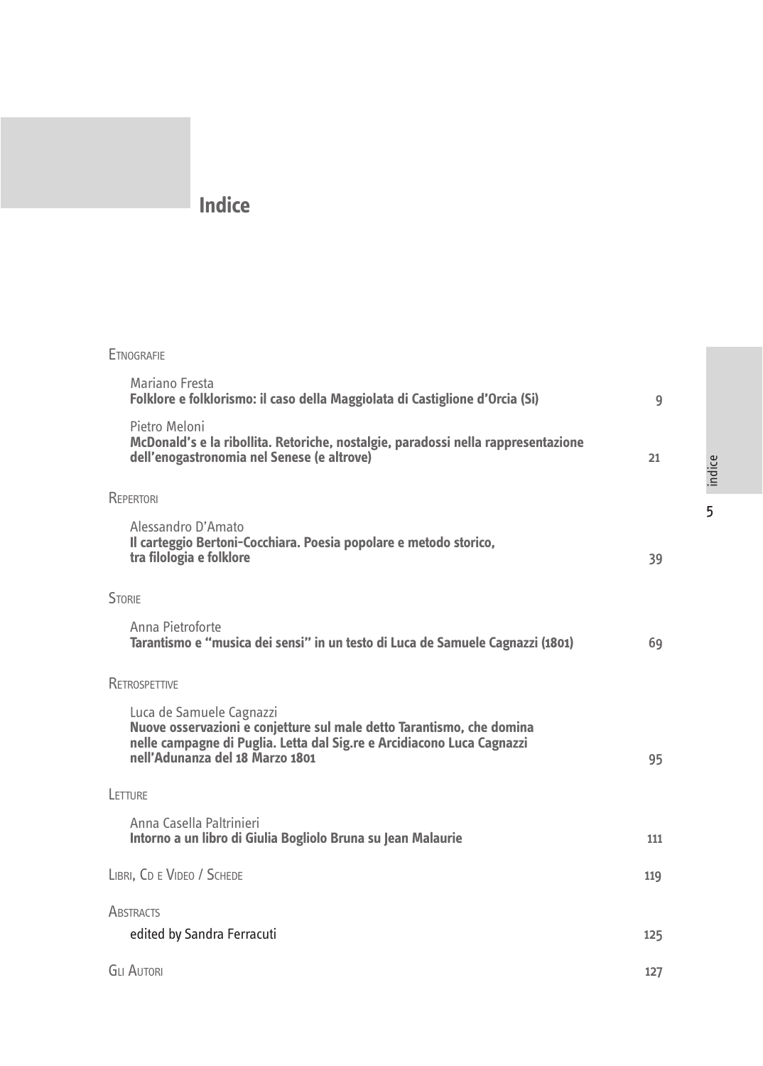# Indice

Etnografie

Mariano Fresta
**Folklore e folklorismo: il caso della Maggiolata di Castiglione d'Orcia (Si)** 9

Pietro Meloni
**McDonald's e la ribollita. Retoriche, nostalgie, paradossi nella rappresentazione dell'enogastronomia nel Senese (e altrove)** 21

Repertori

Alessandro D'Amato
**Il carteggio Bertoni-Cocchiara. Poesia popolare e metodo storico, tra filologia e folklore** 39

Storie

Anna Pietroforte
**Tarantismo e "musica dei sensi" in un testo di Luca de Samuele Cagnazzi (1801)** 69

Retrospettive

Luca de Samuele Cagnazzi
**Nuove osservazioni e conjetture sul male detto Tarantismo, che domina nelle campagne di Puglia. Letta dal Sig.re e Arcidiacono Luca Cagnazzi nell'Adunanza del 18 Marzo 1801** 95

Letture

Anna Casella Paltrinieri
**Intorno a un libro di Giulia Bogliolo Bruna su Jean Malaurie** 111

Libri, Cd e Video / Schede 119

Abstracts

edited by Sandra Ferracuti 125

Gli Autori 127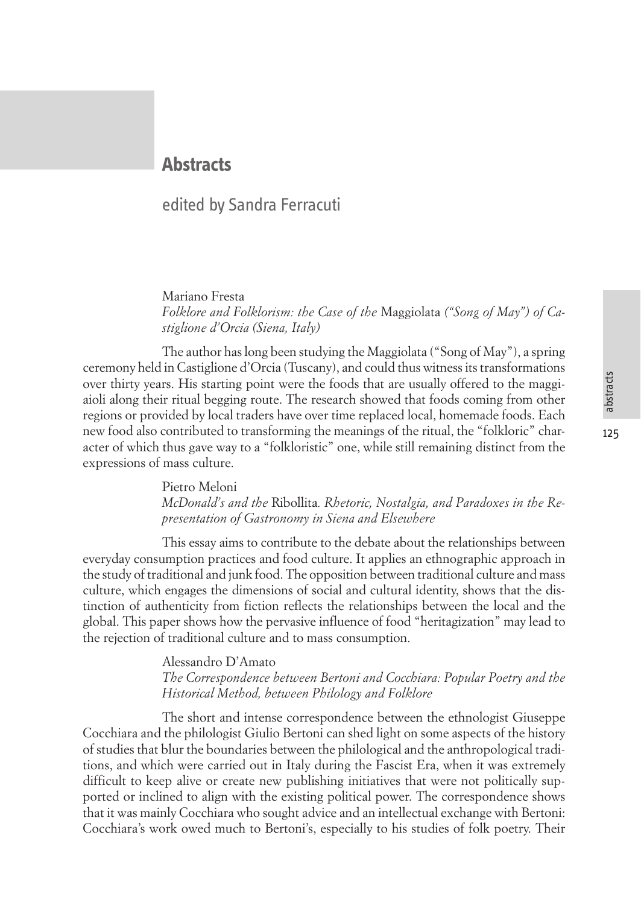# Abstracts

edited by Sandra Ferracuti

Mariano Fresta
*Folklore and Folklorism: the Case of the* Maggiolata *("Song of May") of Castiglione d'Orcia (Siena, Italy)*

The author has long been studying the Maggiolata ("Song of May"), a spring ceremony held in Castiglione d'Orcia (Tuscany), and could thus witness its transformations over thirty years. His starting point were the foods that are usually offered to the maggiaioli along their ritual begging route. The research showed that foods coming from other regions or provided by local traders have over time replaced local, homemade foods. Each new food also contributed to transforming the meanings of the ritual, the "folkloric" character of which thus gave way to a "folkloristic" one, while still remaining distinct from the expressions of mass culture.

Pietro Meloni
*McDonald's and the* Ribollita*. Rhetoric, Nostalgia, and Paradoxes in the Representation of Gastronomy in Siena and Elsewhere*

This essay aims to contribute to the debate about the relationships between everyday consumption practices and food culture. It applies an ethnographic approach in the study of traditional and junk food. The opposition between traditional culture and mass culture, which engages the dimensions of social and cultural identity, shows that the distinction of authenticity from fiction reflects the relationships between the local and the global. This paper shows how the pervasive influence of food "heritagization" may lead to the rejection of traditional culture and to mass consumption.

Alessandro D'Amato
*The Correspondence between Bertoni and Cocchiara: Popular Poetry and the Historical Method, between Philology and Folklore*

The short and intense correspondence between the ethnologist Giuseppe Cocchiara and the philologist Giulio Bertoni can shed light on some aspects of the history of studies that blur the boundaries between the philological and the anthropological traditions, and which were carried out in Italy during the Fascist Era, when it was extremely difficult to keep alive or create new publishing initiatives that were not politically supported or inclined to align with the existing political power. The correspondence shows that it was mainly Cocchiara who sought advice and an intellectual exchange with Bertoni: Cocchiara's work owed much to Bertoni's, especially to his studies of folk poetry. Their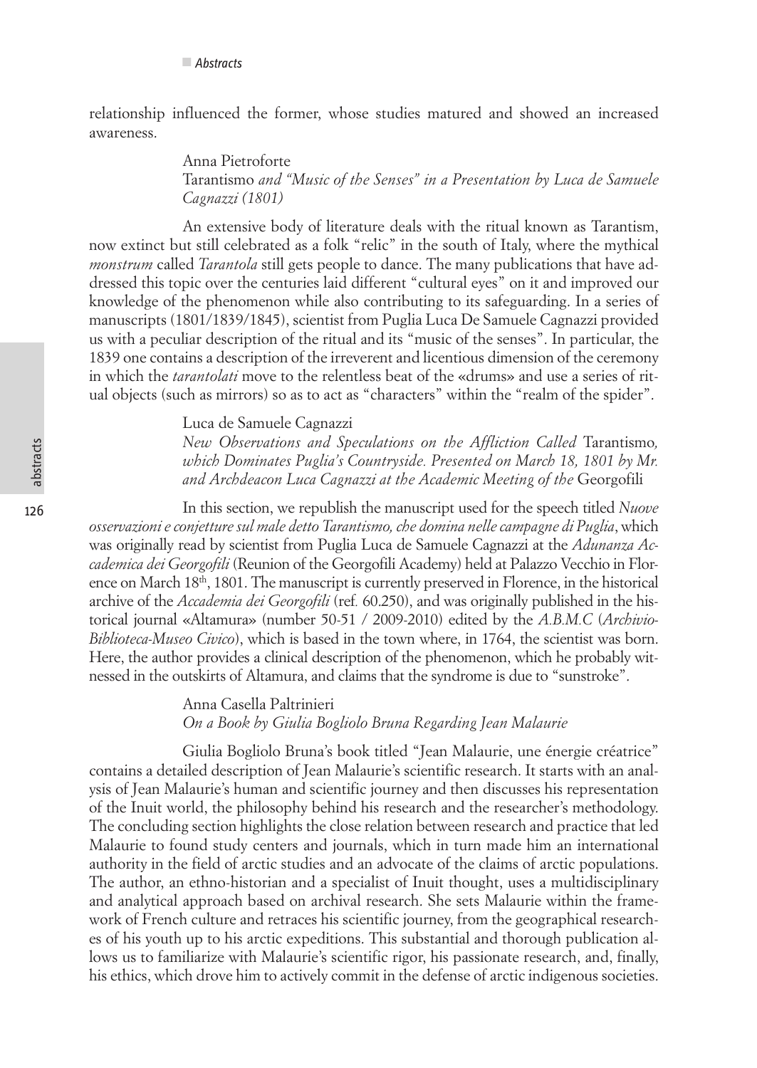relationship influenced the former, whose studies matured and showed an increased awareness.

Anna Pietroforte
Tarantismo *and "Music of the Senses" in a Presentation by Luca de Samuele Cagnazzi (1801)*

An extensive body of literature deals with the ritual known as Tarantism, now extinct but still celebrated as a folk "relic" in the south of Italy, where the mythical *monstrum* called *Tarantola* still gets people to dance. The many publications that have addressed this topic over the centuries laid different "cultural eyes" on it and improved our knowledge of the phenomenon while also contributing to its safeguarding. In a series of manuscripts (1801/1839/1845), scientist from Puglia Luca De Samuele Cagnazzi provided us with a peculiar description of the ritual and its "music of the senses". In particular, the 1839 one contains a description of the irreverent and licentious dimension of the ceremony in which the *tarantolati* move to the relentless beat of the «drums» and use a series of ritual objects (such as mirrors) so as to act as "characters" within the "realm of the spider".

Luca de Samuele Cagnazzi
*New Observations and Speculations on the Affliction Called* Tarantismo*, which Dominates Puglia's Countryside. Presented on March 18, 1801 by Mr. and Archdeacon Luca Cagnazzi at the Academic Meeting of the* Georgofili

In this section, we republish the manuscript used for the speech titled *Nuove osservazioni e conjetture sul male detto Tarantismo, che domina nelle campagne di Puglia*, which was originally read by scientist from Puglia Luca de Samuele Cagnazzi at the *Adunanza Accademica dei Georgofili* (Reunion of the Georgofili Academy) held at Palazzo Vecchio in Florence on March 18th, 1801. The manuscript is currently preserved in Florence, in the historical archive of the *Accademia dei Georgofili* (ref*.* 60.250), and was originally published in the historical journal «Altamura» (number 50-51 / 2009-2010) edited by the *A.B.M.C* (*Archivio-Biblioteca-Museo Civico*), which is based in the town where, in 1764, the scientist was born. Here, the author provides a clinical description of the phenomenon, which he probably witnessed in the outskirts of Altamura, and claims that the syndrome is due to "sunstroke".

Anna Casella Paltrinieri
*On a Book by Giulia Bogliolo Bruna Regarding Jean Malaurie*

Giulia Bogliolo Bruna's book titled "Jean Malaurie, une énergie créatrice" contains a detailed description of Jean Malaurie's scientific research. It starts with an analysis of Jean Malaurie's human and scientific journey and then discusses his representation of the Inuit world, the philosophy behind his research and the researcher's methodology. The concluding section highlights the close relation between research and practice that led Malaurie to found study centers and journals, which in turn made him an international authority in the field of arctic studies and an advocate of the claims of arctic populations. The author, an ethno-historian and a specialist of Inuit thought, uses a multidisciplinary and analytical approach based on archival research. She sets Malaurie within the framework of French culture and retraces his scientific journey, from the geographical researches of his youth up to his arctic expeditions. This substantial and thorough publication allows us to familiarize with Malaurie's scientific rigor, his passionate research, and, finally, his ethics, which drove him to actively commit in the defense of arctic indigenous societies.